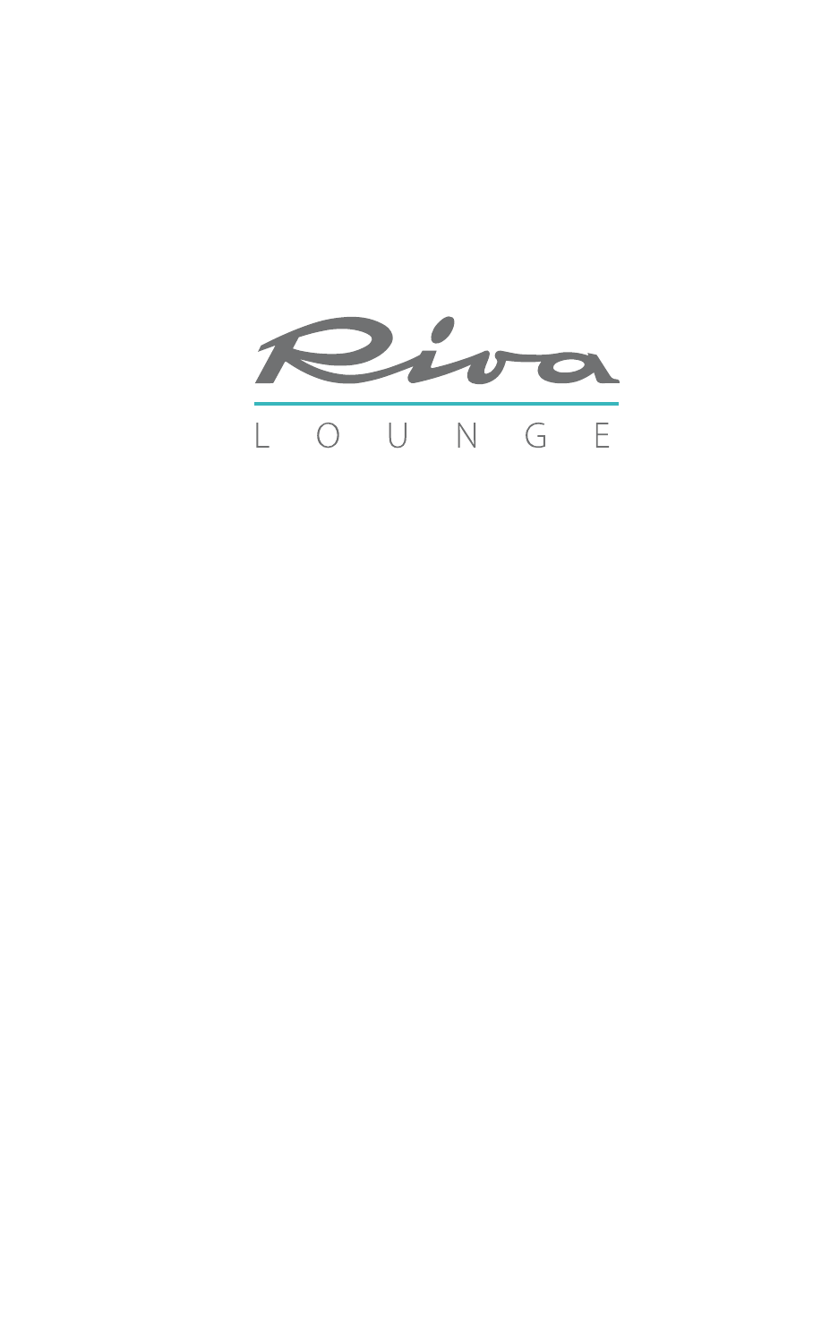# Riva

LOUNGE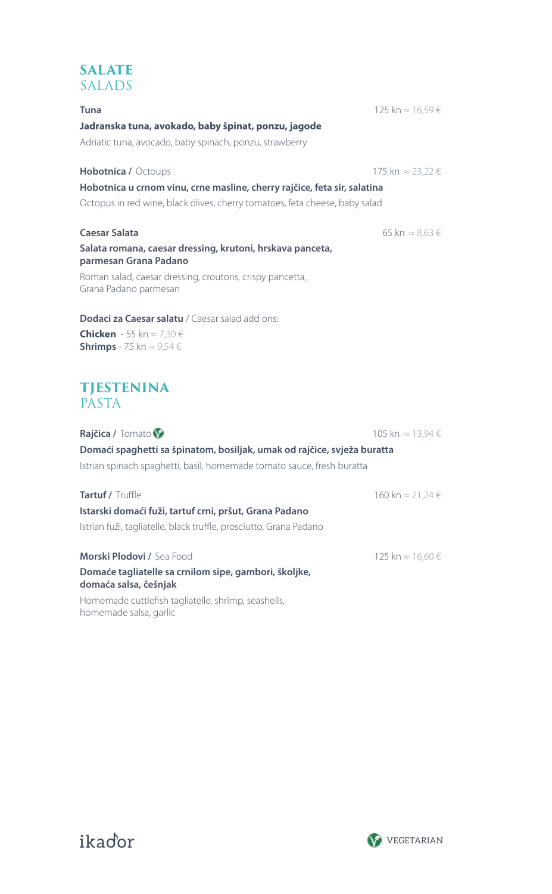## SALATE
## SALADS

**Tuna** 125 kn ≈ 16,59 €

**Jadranska tuna, avokado, baby špinat, ponzu, jagode**

Adriatic tuna, avocado, baby spinach, ponzu, strawberry

**Hobotnica /** Octoups 175 kn ≈ 23,22 €

**Hobotnica u crnom vinu, crne masline, cherry rajčice, feta sir, salatina**

Octopus in red wine, black olives, cherry tomatoes, feta cheese, baby salad

**Caesar Salata** 65 kn ≈ 8,63 €

**Salata romana, caesar dressing, krutoni, hrskava panceta, parmesan Grana Padano**

Roman salad, caesar dressing, croutons, crispy pancetta, Grana Padano parmesan

**Dodaci za Caesar salatu** / Caesar salad add ons:

**Chicken** - 55 kn ≈ 7,30 €
**Shrimps** - 75 kn ≈ 9,54 €

## TJESTENINA
## PASTA

**Rajčica /** Tomato (Vegetarian) 105 kn ≈ 13,94 €

**Domaći spaghetti sa špinatom, bosiljak, umak od rajčice, svježa buratta**

Istrian spinach spaghetti, basil, homemade tomato sauce, fresh buratta

**Tartuf /** Truffle 160 kn ≈ 21,24 €

**Istarski domaći fuži, tartuf crni, pršut, Grana Padano**

Istrian fuži, tagliatelle, black truffle, prosciutto, Grana Padano

**Morski Plodovi /** Sea Food 125 kn ≈ 16,60 €

**Domaće tagliatelle sa crnilom sipe, gambori, školjke, domaća salsa, češnjak**

Homemade cuttlefish tagliatelle, shrimp, seashells, homemade salsa, garlic

ikador

VEGETARIAN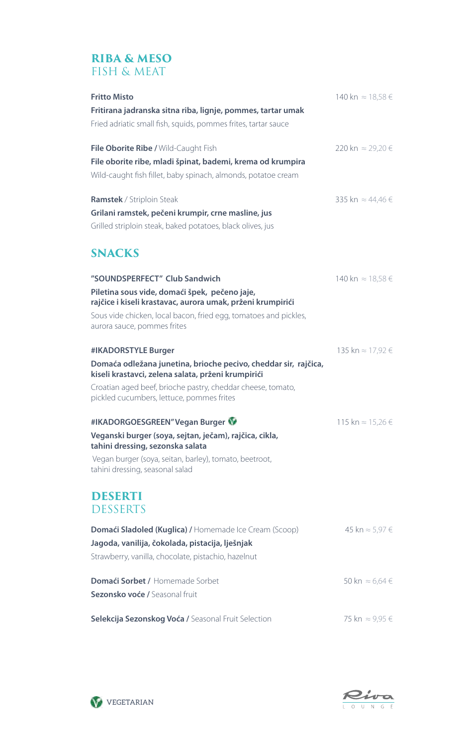## RIBA & MESO
FISH & MEAT

**Fritto Misto** — 140 kn ≈ 18,58 €
**Fritirana jadranska sitna riba, lignje, pommes, tartar umak**
Fried adriatic small fish, squids, pommes frites, tartar sauce

**File Oborite Ribe /** Wild-Caught Fish — 220 kn ≈ 29,20 €
**File oborite ribe, mladi špinat, bademi, krema od krumpira**
Wild-caught fish fillet, baby spinach, almonds, potatoe cream

**Ramstek** / Striploin Steak — 335 kn ≈ 44,46 €
**Grilani ramstek, pečeni krumpir, crne masline, jus**
Grilled striploin steak, baked potatoes, black olives, jus

## SNACKS

**"SOUNDSPERFECT" Club Sandwich** — 140 kn ≈ 18,58 €
**Piletina sous vide, domaći špek, pečeno jaje, rajčice i kiseli krastavac, aurora umak, prženi krumpirići**
Sous vide chicken, local bacon, fried egg, tomatoes and pickles, aurora sauce, pommes frites

**#IKADORSTYLE Burger** — 135 kn ≈ 17,92 €
**Domaća odležana junetina, brioche pecivo, cheddar sir, rajčica, kiseli krastavci, zelena salata, prženi krumpirići**
Croatian aged beef, brioche pastry, cheddar cheese, tomato, pickled cucumbers, lettuce, pommes frites

**#IKADORGOESGREEN" Vegan Burger** (vegetarian) — 115 kn ≈ 15,26 €
**Veganski burger (soya, sejtan, ječam), rajčica, cikla, tahini dressing, sezonska salata**
Vegan burger (soya, seitan, barley), tomato, beetroot, tahini dressing, seasonal salad

## DESERTI
DESSERTS

**Domaći Sladoled (Kuglica) /** Homemade Ice Cream (Scoop) — 45 kn ≈ 5,97 €
**Jagoda, vanilija, čokolada, pistacija, lješnjak**
Strawberry, vanilla, chocolate, pistachio, hazelnut

**Domaći Sorbet /** Homemade Sorbet — 50 kn ≈ 6,64 €
**Sezonsko voće /** Seasonal fruit

**Selekcija Sezonskog Voća /** Seasonal Fruit Selection — 75 kn ≈ 9,95 €

VEGETARIAN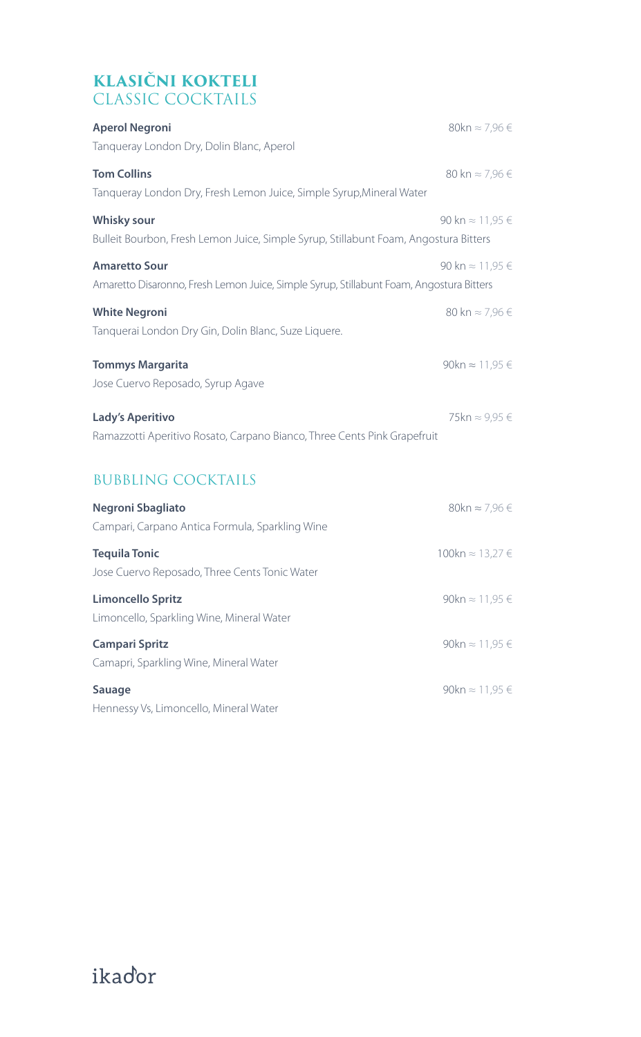## KLASIČNI KOKTELI
## CLASSIC COCKTAILS

**Aperol Negroni** 80kn ≈ 7,96 €
Tanqueray London Dry, Dolin Blanc, Aperol

**Tom Collins** 80 kn ≈ 7,96 €
Tanqueray London Dry, Fresh Lemon Juice, Simple Syrup,Mineral Water

**Whisky sour** 90 kn ≈ 11,95 €
Bulleit Bourbon, Fresh Lemon Juice, Simple Syrup, Stillabunt Foam, Angostura Bitters

**Amaretto Sour** 90 kn ≈ 11,95 €
Amaretto Disaronno, Fresh Lemon Juice, Simple Syrup, Stillabunt Foam, Angostura Bitters

**White Negroni** 80 kn ≈ 7,96 €
Tanquerai London Dry Gin, Dolin Blanc, Suze Liquere.

**Tommys Margarita** 90kn ≈ 11,95 €
Jose Cuervo Reposado, Syrup Agave

**Lady's Aperitivo** 75kn ≈ 9,95 €
Ramazzotti Aperitivo Rosato, Carpano Bianco, Three Cents Pink Grapefruit

## BUBBLING COCKTAILS

**Negroni Sbagliato** 80kn ≈ 7,96 €
Campari, Carpano Antica Formula, Sparkling Wine

**Tequila Tonic** 100kn ≈ 13,27 €
Jose Cuervo Reposado, Three Cents Tonic Water

**Limoncello Spritz** 90kn ≈ 11,95 €
Limoncello, Sparkling Wine, Mineral Water

**Campari Spritz** 90kn ≈ 11,95 €
Camapri, Sparkling Wine, Mineral Water

**Sauage** 90kn ≈ 11,95 €
Hennessy Vs, Limoncello, Mineral Water

ikador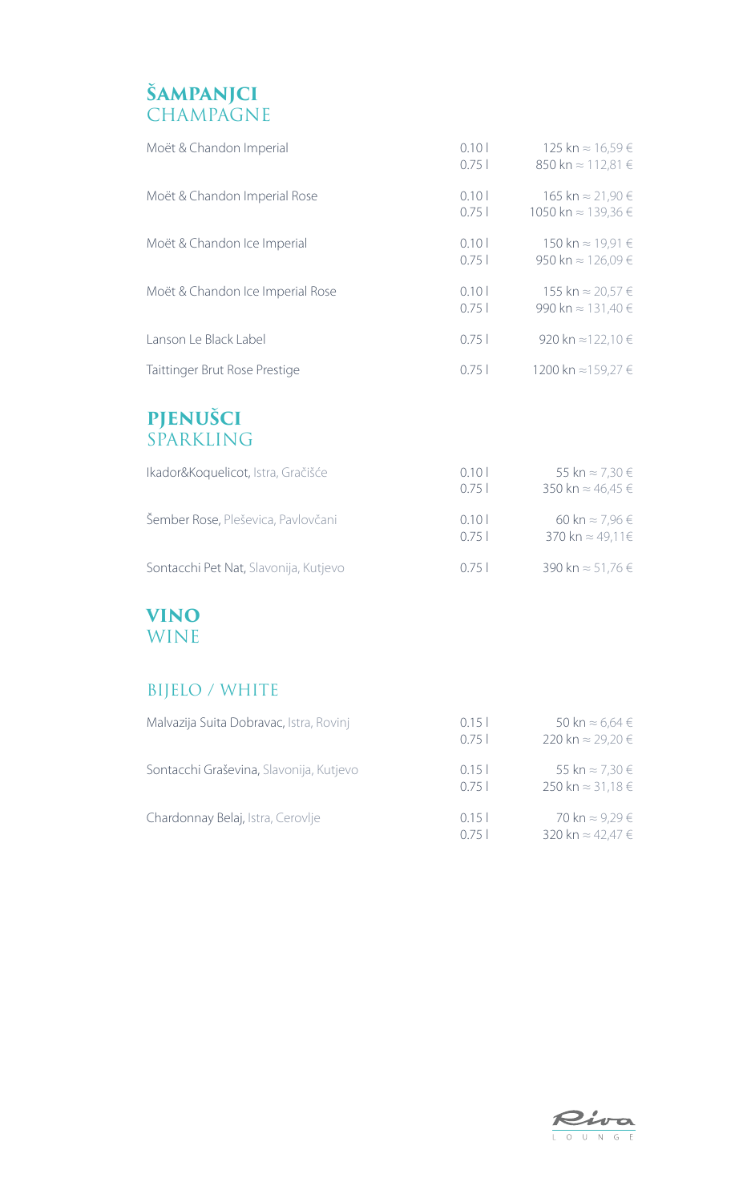## ŠAMPANJCI
CHAMPAGNE

| | | |
|---|---|---|
| Moët & Chandon Imperial | 0.10 l<br>0.75 l | 125 kn ≈ 16,59 €<br>850 kn ≈ 112,81 € |
| Moët & Chandon Imperial Rose | 0.10 l<br>0.75 l | 165 kn ≈ 21,90 €<br>1050 kn ≈ 139,36 € |
| Moët & Chandon Ice Imperial | 0.10 l<br>0.75 l | 150 kn ≈ 19,91 €<br>950 kn ≈ 126,09 € |
| Moët & Chandon Ice Imperial Rose | 0.10 l<br>0.75 l | 155 kn ≈ 20,57 €<br>990 kn ≈ 131,40 € |
| Lanson Le Black Label | 0.75 l | 920 kn ≈122,10 € |
| Taittinger Brut Rose Prestige | 0.75 l | 1200 kn ≈159,27 € |

## PJENUŠCI
SPARKLING

| | | |
|---|---|---|
| Ikador&Koquelicot, Istra, Gračišće | 0.10 l<br>0.75 l | 55 kn ≈ 7,30 €<br>350 kn ≈ 46,45 € |
| Šember Rose, Plešivica, Pavlovčani | 0.10 l<br>0.75 l | 60 kn ≈ 7,96 €<br>370 kn ≈ 49,11€ |
| Sontacchi Pet Nat, Slavonija, Kutjevo | 0.75 l | 390 kn ≈ 51,76 € |

## VINO
WINE

### BIJELO / WHITE

| | | |
|---|---|---|
| Malvazija Suita Dobravac, Istra, Rovinj | 0.15 l<br>0.75 l | 50 kn ≈ 6,64 €<br>220 kn ≈ 29,20 € |
| Sontacchi Graševina, Slavonija, Kutjevo | 0.15 l<br>0.75 l | 55 kn ≈ 7,30 €<br>250 kn ≈ 31,18 € |
| Chardonnay Belaj, Istra, Cerovlje | 0.15 l<br>0.75 l | 70 kn ≈ 9,29 €<br>320 kn ≈ 42,47 € |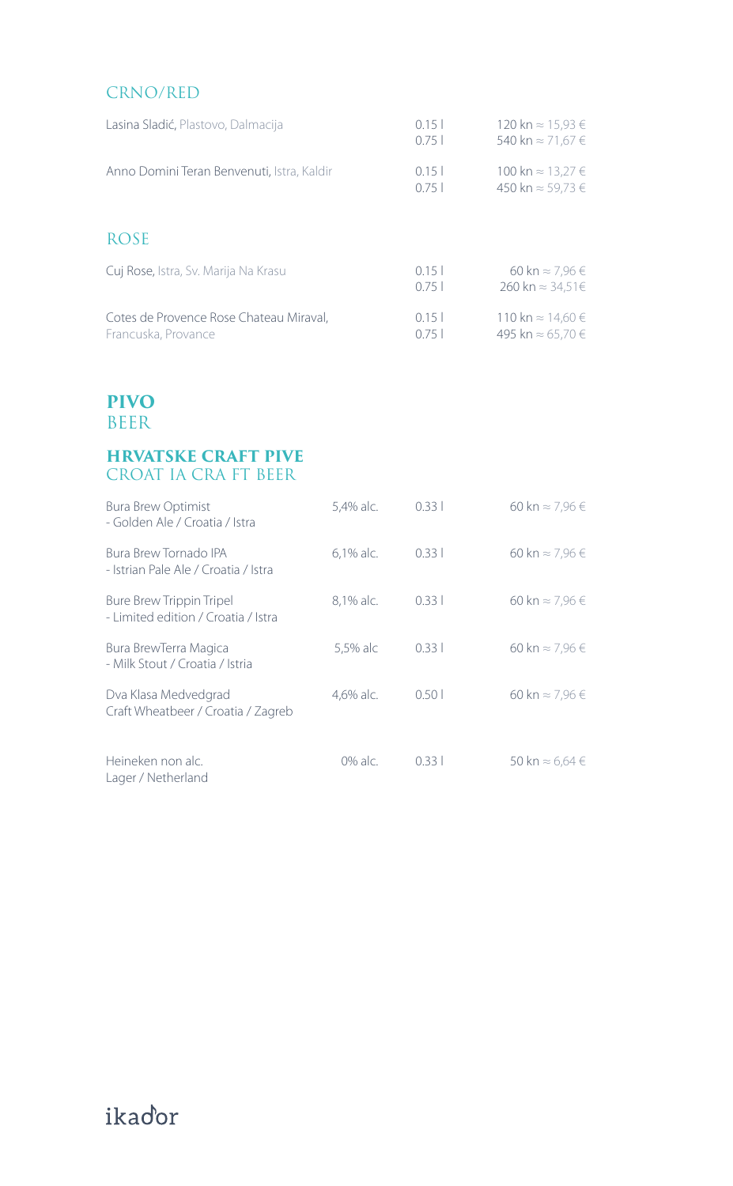## CRNO/RED

| | | |
|---|---|---|
| Lasina Sladić, Plastovo, Dalmacija | 0.15 l<br>0.75 l | 120 kn ≈ 15,93 €<br>540 kn ≈ 71,67 € |
| Anno Domini Teran Benvenuti, Istra, Kaldir | 0.15 l<br>0.75 l | 100 kn ≈ 13,27 €<br>450 kn ≈ 59,73 € |

## ROSE

| | | |
|---|---|---|
| Cuj Rose, Istra, Sv. Marija Na Krasu | 0.15 l<br>0.75 l | 60 kn ≈ 7,96 €<br>260 kn ≈ 34,51€ |
| Cotes de Provence Rose Chateau Miraval, Francuska, Provance | 0.15 l<br>0.75 l | 110 kn ≈ 14,60 €<br>495 kn ≈ 65,70 € |

# PIVO
BEER

## HRVATSKE CRAFT PIVE
CROAT IA CRA FT BEER

| | | | |
|---|---|---|---|
| Bura Brew Optimist<br>- Golden Ale / Croatia / Istra | 5,4% alc. | 0.33 l | 60 kn ≈ 7,96 € |
| Bura Brew Tornado IPA<br>- Istrian Pale Ale / Croatia / Istra | 6,1% alc. | 0.33 l | 60 kn ≈ 7,96 € |
| Bure Brew Trippin Tripel<br>- Limited edition / Croatia / Istra | 8,1% alc. | 0.33 l | 60 kn ≈ 7,96 € |
| Bura BrewTerra Magica<br>- Milk Stout / Croatia / Istria | 5,5% alc | 0.33 l | 60 kn ≈ 7,96 € |
| Dva Klasa Medvedgrad<br>Craft Wheatbeer / Croatia / Zagreb | 4,6% alc. | 0.50 l | 60 kn ≈ 7,96 € |
| Heineken non alc.<br>Lager / Netherland | 0% alc. | 0.33 l | 50 kn ≈ 6,64 € |

ikador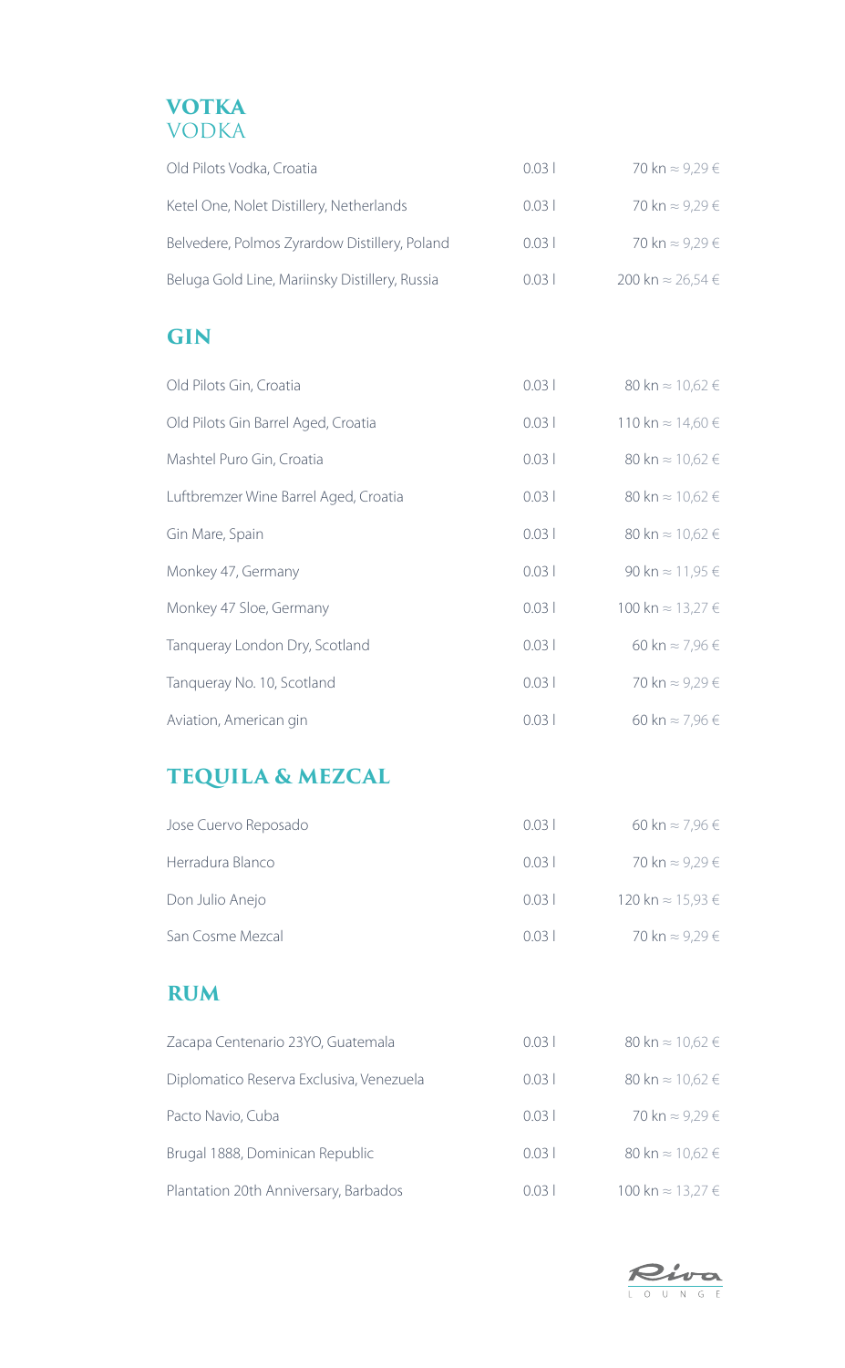## VOTKA
VODKA

| | | |
|---|---|---|
| Old Pilots Vodka, Croatia | 0.03 l | 70 kn ≈ 9,29 € |
| Ketel One, Nolet Distillery, Netherlands | 0.03 l | 70 kn ≈ 9,29 € |
| Belvedere, Polmos Zyrardow Distillery, Poland | 0.03 l | 70 kn ≈ 9,29 € |
| Beluga Gold Line, Mariinsky Distillery, Russia | 0.03 l | 200 kn ≈ 26,54 € |

## GIN

| | | |
|---|---|---|
| Old Pilots Gin, Croatia | 0.03 l | 80 kn ≈ 10,62 € |
| Old Pilots Gin Barrel Aged, Croatia | 0.03 l | 110 kn ≈ 14,60 € |
| Mashtel Puro Gin, Croatia | 0.03 l | 80 kn ≈ 10,62 € |
| Luftbremzer Wine Barrel Aged, Croatia | 0.03 l | 80 kn ≈ 10,62 € |
| Gin Mare, Spain | 0.03 l | 80 kn ≈ 10,62 € |
| Monkey 47, Germany | 0.03 l | 90 kn ≈ 11,95 € |
| Monkey 47 Sloe, Germany | 0.03 l | 100 kn ≈ 13,27 € |
| Tanqueray London Dry, Scotland | 0.03 l | 60 kn ≈ 7,96 € |
| Tanqueray No. 10, Scotland | 0.03 l | 70 kn ≈ 9,29 € |
| Aviation, American gin | 0.03 l | 60 kn ≈ 7,96 € |

## TEQUILA & MEZCAL

| | | |
|---|---|---|
| Jose Cuervo Reposado | 0.03 l | 60 kn ≈ 7,96 € |
| Herradura Blanco | 0.03 l | 70 kn ≈ 9,29 € |
| Don Julio Anejo | 0.03 l | 120 kn ≈ 15,93 € |
| San Cosme Mezcal | 0.03 l | 70 kn ≈ 9,29 € |

## RUM

| | | |
|---|---|---|
| Zacapa Centenario 23YO, Guatemala | 0.03 l | 80 kn ≈ 10,62 € |
| Diplomatico Reserva Exclusiva, Venezuela | 0.03 l | 80 kn ≈ 10,62 € |
| Pacto Navio, Cuba | 0.03 l | 70 kn ≈ 9,29 € |
| Brugal 1888, Dominican Republic | 0.03 l | 80 kn ≈ 10,62 € |
| Plantation 20th Anniversary, Barbados | 0.03 l | 100 kn ≈ 13,27 € |

Riva
LOUNGE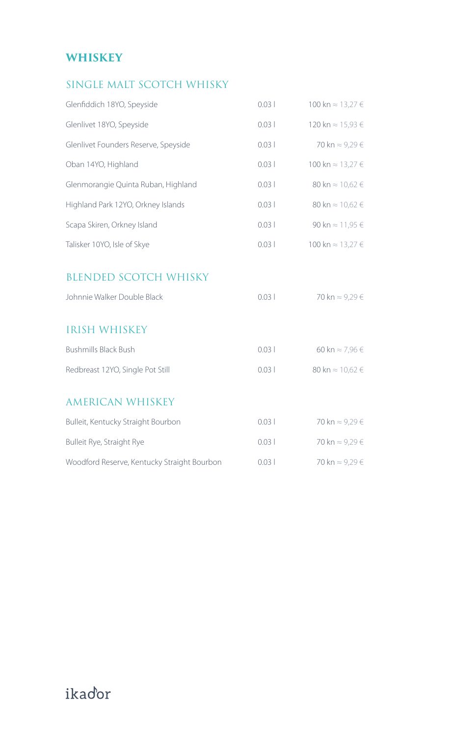# WHISKEY

## SINGLE MALT SCOTCH WHISKY

| | | |
|---|---|---|
| Glenfiddich 18YO, Speyside | 0.03 l | 100 kn ≈ 13,27 € |
| Glenlivet 18YO, Speyside | 0.03 l | 120 kn ≈ 15,93 € |
| Glenlivet Founders Reserve, Speyside | 0.03 l | 70 kn ≈ 9,29 € |
| Oban 14YO, Highland | 0.03 l | 100 kn ≈ 13,27 € |
| Glenmorangie Quinta Ruban, Highland | 0.03 l | 80 kn ≈ 10,62 € |
| Highland Park 12YO, Orkney Islands | 0.03 l | 80 kn ≈ 10,62 € |
| Scapa Skiren, Orkney Island | 0.03 l | 90 kn ≈ 11,95 € |
| Talisker 10YO, Isle of Skye | 0.03 l | 100 kn ≈ 13,27 € |

## BLENDED SCOTCH WHISKY

| | | |
|---|---|---|
| Johnnie Walker Double Black | 0.03 l | 70 kn ≈ 9,29 € |

## IRISH WHISKEY

| | | |
|---|---|---|
| Bushmills Black Bush | 0.03 l | 60 kn ≈ 7,96 € |
| Redbreast 12YO, Single Pot Still | 0.03 l | 80 kn ≈ 10,62 € |

## AMERICAN WHISKEY

| | | |
|---|---|---|
| Bulleit, Kentucky Straight Bourbon | 0.03 l | 70 kn ≈ 9,29 € |
| Bulleit Rye, Straight Rye | 0.03 l | 70 kn ≈ 9,29 € |
| Woodford Reserve, Kentucky Straight Bourbon | 0.03 l | 70 kn ≈ 9,29 € |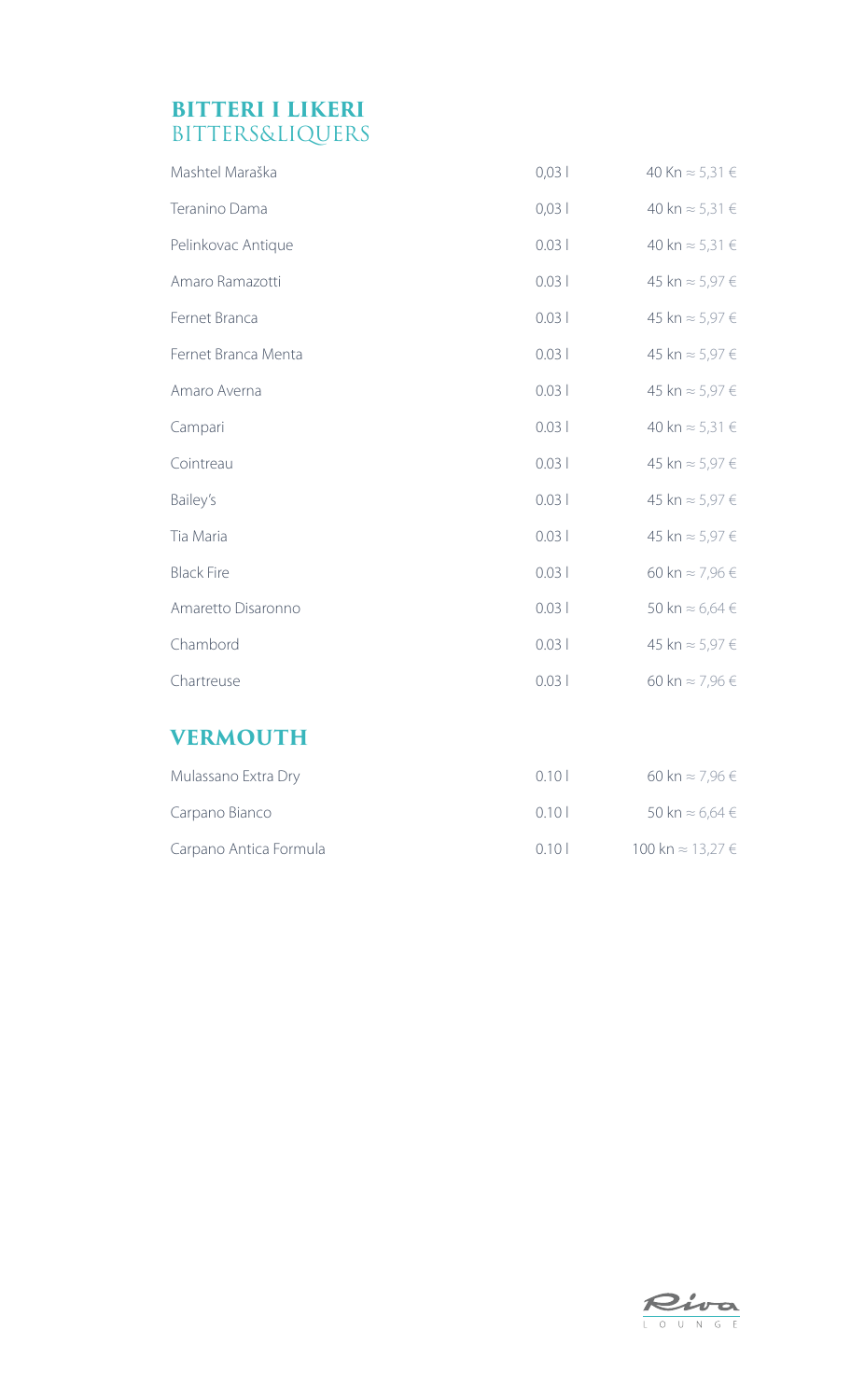## BITTERI I LIKERI
## BITTERS&LIQUERS

| | | |
|---|---|---|
| Mashtel Maraška | 0,03 l | 40 Kn ≈ 5,31 € |
| Teranino Dama | 0,03 l | 40 kn ≈ 5,31 € |
| Pelinkovac Antique | 0.03 l | 40 kn ≈ 5,31 € |
| Amaro Ramazotti | 0.03 l | 45 kn ≈ 5,97 € |
| Fernet Branca | 0.03 l | 45 kn ≈ 5,97 € |
| Fernet Branca Menta | 0.03 l | 45 kn ≈ 5,97 € |
| Amaro Averna | 0.03 l | 45 kn ≈ 5,97 € |
| Campari | 0.03 l | 40 kn ≈ 5,31 € |
| Cointreau | 0.03 l | 45 kn ≈ 5,97 € |
| Bailey's | 0.03 l | 45 kn ≈ 5,97 € |
| Tia Maria | 0.03 l | 45 kn ≈ 5,97 € |
| Black Fire | 0.03 l | 60 kn ≈ 7,96 € |
| Amaretto Disaronno | 0.03 l | 50 kn ≈ 6,64 € |
| Chambord | 0.03 l | 45 kn ≈ 5,97 € |
| Chartreuse | 0.03 l | 60 kn ≈ 7,96 € |

## VERMOUTH

| | | |
|---|---|---|
| Mulassano Extra Dry | 0.10 l | 60 kn ≈ 7,96 € |
| Carpano Bianco | 0.10 l | 50 kn ≈ 6,64 € |
| Carpano Antica Formula | 0.10 l | 100 kn ≈ 13,27 € |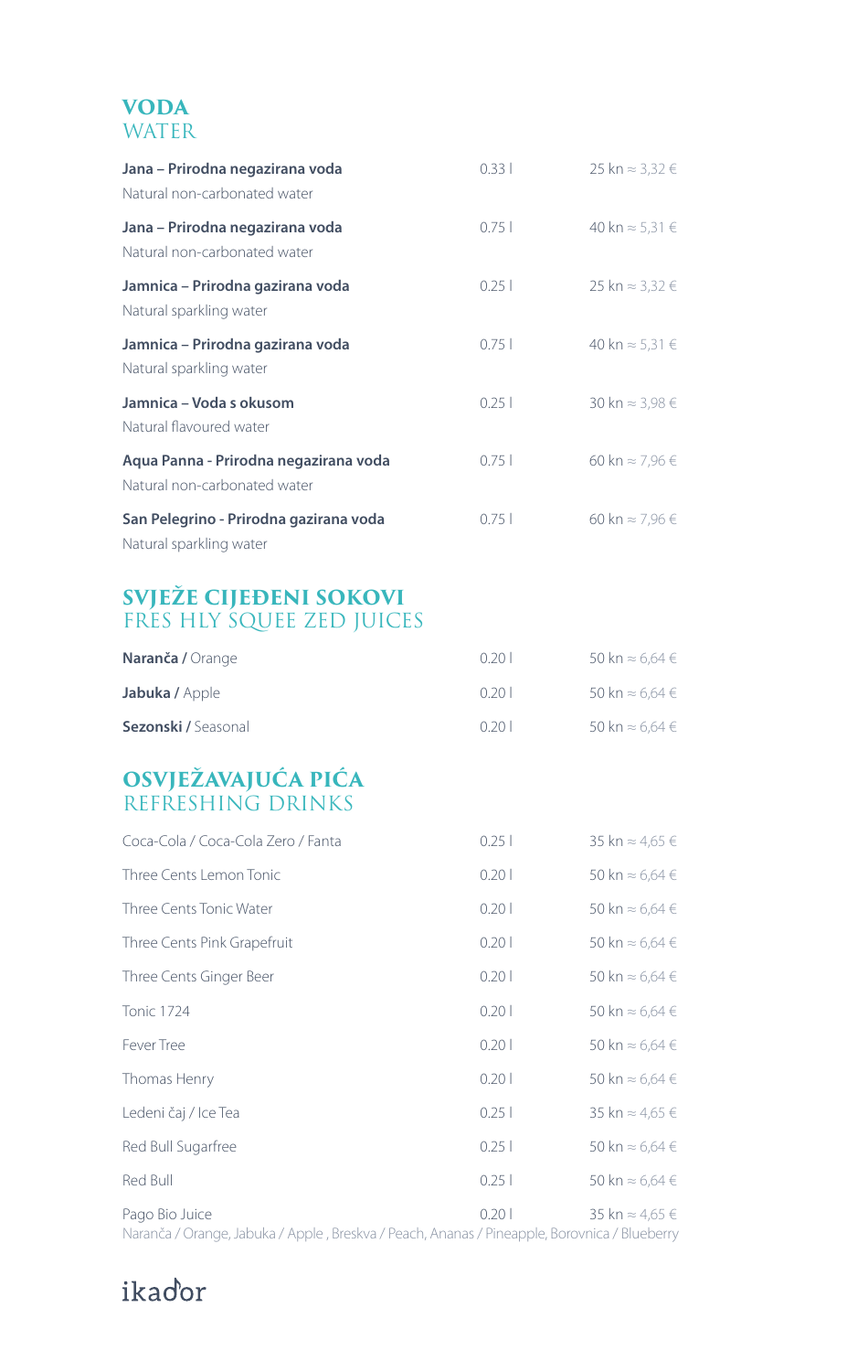## VODA
WATER

| | | |
|---|---|---|
| **Jana – Prirodna negazirana voda**<br>Natural non-carbonated water | 0.33 l | 25 kn ≈ 3,32 € |
| **Jana – Prirodna negazirana voda**<br>Natural non-carbonated water | 0.75 l | 40 kn ≈ 5,31 € |
| **Jamnica – Prirodna gazirana voda**<br>Natural sparkling water | 0.25 l | 25 kn ≈ 3,32 € |
| **Jamnica – Prirodna gazirana voda**<br>Natural sparkling water | 0.75 l | 40 kn ≈ 5,31 € |
| **Jamnica – Voda s okusom**<br>Natural flavoured water | 0.25 l | 30 kn ≈ 3,98 € |
| **Aqua Panna - Prirodna negazirana voda**<br>Natural non-carbonated water | 0.75 l | 60 kn ≈ 7,96 € |
| **San Pelegrino - Prirodna gazirana voda**<br>Natural sparkling water | 0.75 l | 60 kn ≈ 7,96 € |

## SVJEŽE CIJEĐENI SOKOVI
FRES HLY SQUEE ZED JUICES

| | | |
|---|---|---|
| **Naranča /** Orange | 0.20 l | 50 kn ≈ 6,64 € |
| **Jabuka /** Apple | 0.20 l | 50 kn ≈ 6,64 € |
| **Sezonski /** Seasonal | 0.20 l | 50 kn ≈ 6,64 € |

## OSVJEŽAVAJUĆA PIĆA
REFRESHING DRINKS

| | | |
|---|---|---|
| Coca-Cola / Coca-Cola Zero / Fanta | 0.25 l | 35 kn ≈ 4,65 € |
| Three Cents Lemon Tonic | 0.20 l | 50 kn ≈ 6,64 € |
| Three Cents Tonic Water | 0.20 l | 50 kn ≈ 6,64 € |
| Three Cents Pink Grapefruit | 0.20 l | 50 kn ≈ 6,64 € |
| Three Cents Ginger Beer | 0.20 l | 50 kn ≈ 6,64 € |
| Tonic 1724 | 0.20 l | 50 kn ≈ 6,64 € |
| Fever Tree | 0.20 l | 50 kn ≈ 6,64 € |
| Thomas Henry | 0.20 l | 50 kn ≈ 6,64 € |
| Ledeni čaj / Ice Tea | 0.25 l | 35 kn ≈ 4,65 € |
| Red Bull Sugarfree | 0.25 l | 50 kn ≈ 6,64 € |
| Red Bull | 0.25 l | 50 kn ≈ 6,64 € |
| Pago Bio Juice<br>Naranča / Orange, Jabuka / Apple , Breskva / Peach, Ananas / Pineapple, Borovnica / Blueberry | 0.20 l | 35 kn ≈ 4,65 € |

ikador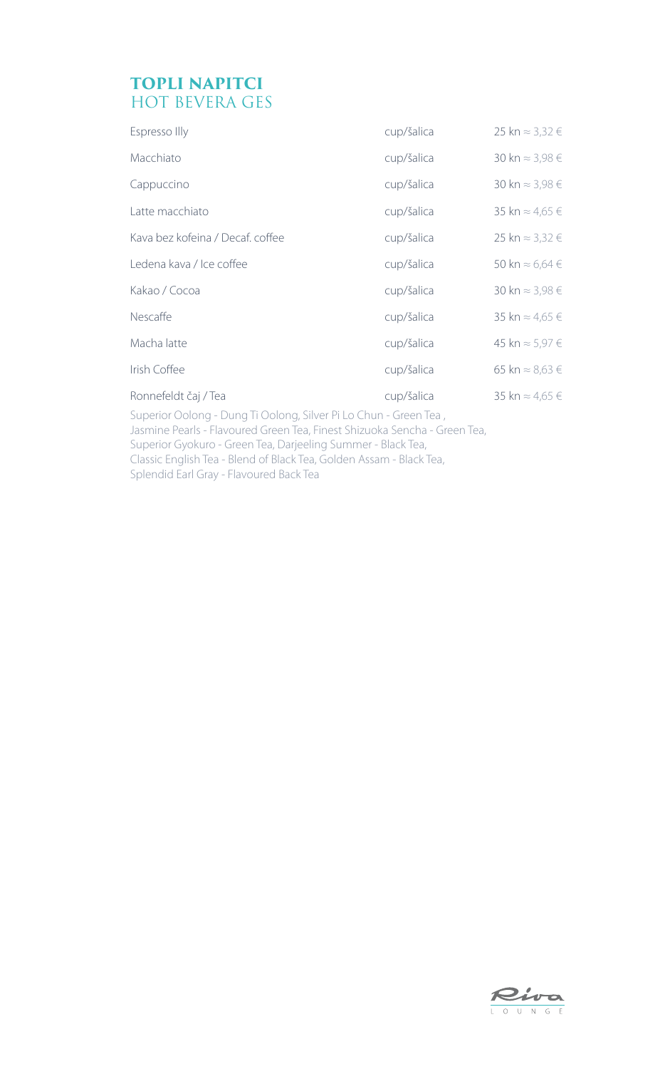# TOPLI NAPITCI
## HOT BEVERA GES

| | | |
|---|---|---|
| Espresso Illy | cup/šalica | 25 kn ≈ 3,32 € |
| Macchiato | cup/šalica | 30 kn ≈ 3,98 € |
| Cappuccino | cup/šalica | 30 kn ≈ 3,98 € |
| Latte macchiato | cup/šalica | 35 kn ≈ 4,65 € |
| Kava bez kofeina / Decaf. coffee | cup/šalica | 25 kn ≈ 3,32 € |
| Ledena kava / Ice coffee | cup/šalica | 50 kn ≈ 6,64 € |
| Kakao / Cocoa | cup/šalica | 30 kn ≈ 3,98 € |
| Nescaffe | cup/šalica | 35 kn ≈ 4,65 € |
| Macha latte | cup/šalica | 45 kn ≈ 5,97 € |
| Irish Coffee | cup/šalica | 65 kn ≈ 8,63 € |
| Ronnefeldt čaj / Tea | cup/šalica | 35 kn ≈ 4,65 € |

Superior Oolong - Dung Ti Oolong, Silver Pi Lo Chun - Green Tea ,
Jasmine Pearls - Flavoured Green Tea, Finest Shizuoka Sencha - Green Tea,
Superior Gyokuro - Green Tea, Darjeeling Summer - Black Tea,
Classic English Tea - Blend of Black Tea, Golden Assam - Black Tea,
Splendid Earl Gray - Flavoured Back Tea

Riva
LOUNGE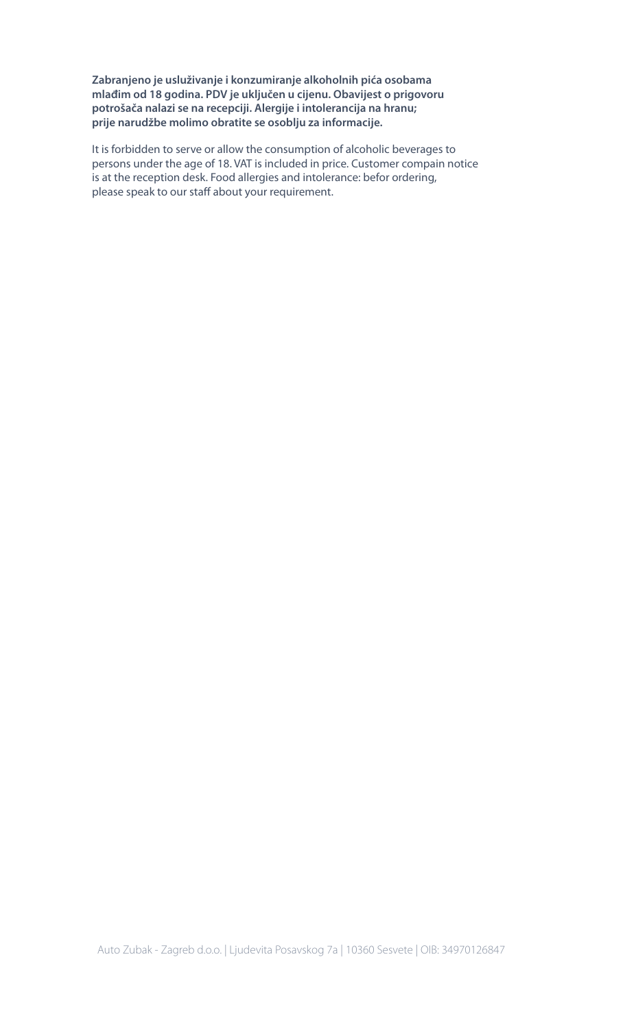**Zabranjeno je usluživanje i konzumiranje alkoholnih pića osobama mlađim od 18 godina. PDV je uključen u cijenu. Obavijest o prigovoru potrošača nalazi se na recepciji. Alergije i intolerancija na hranu; prije narudžbe molimo obratite se osoblju za informacije.**

It is forbidden to serve or allow the consumption of alcoholic beverages to persons under the age of 18. VAT is included in price. Customer compain notice is at the reception desk. Food allergies and intolerance: befor ordering, please speak to our staff about your requirement.

Auto Zubak - Zagreb d.o.o. | Ljudevita Posavskog 7a | 10360 Sesvete | OIB: 34970126847